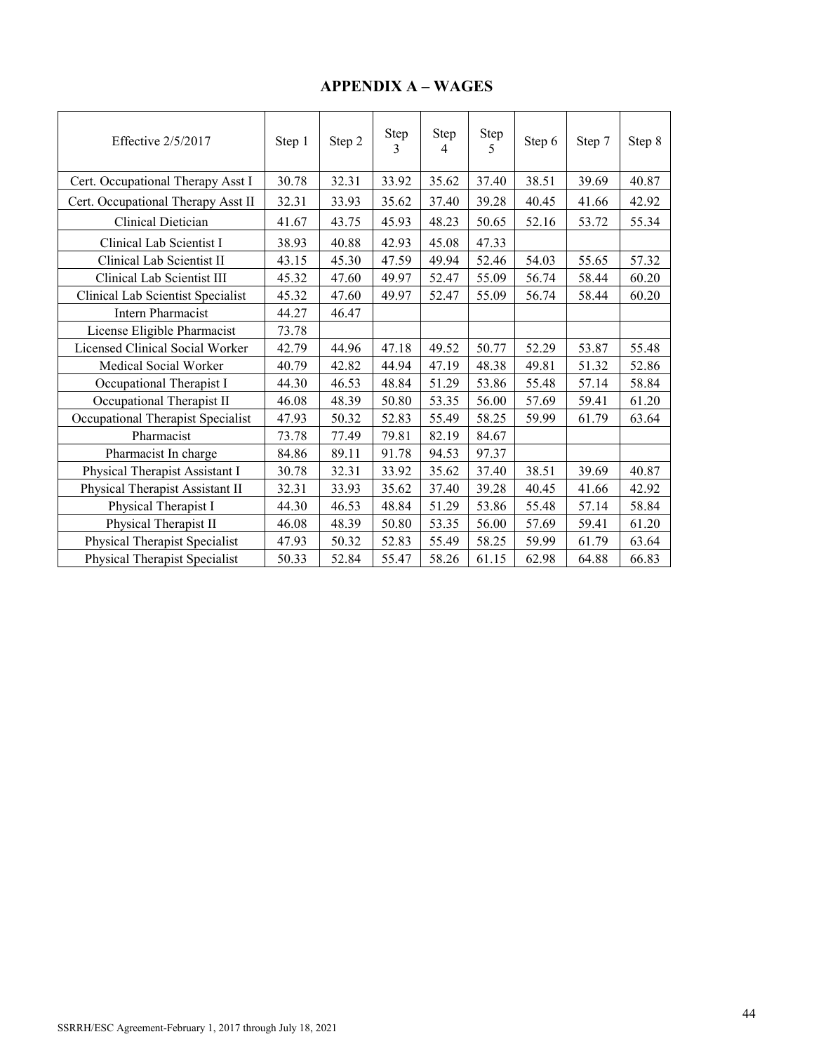## APPENDIX A – WAGES

| Effective 2/5/2017 | Step 1 | Step 2 | Step 3 | Step 4 | Step 5 | Step 6 | Step 7 | Step 8 |
|---|---|---|---|---|---|---|---|---|
| Cert. Occupational Therapy Asst I | 30.78 | 32.31 | 33.92 | 35.62 | 37.40 | 38.51 | 39.69 | 40.87 |
| Cert. Occupational Therapy Asst II | 32.31 | 33.93 | 35.62 | 37.40 | 39.28 | 40.45 | 41.66 | 42.92 |
| Clinical Dietician | 41.67 | 43.75 | 45.93 | 48.23 | 50.65 | 52.16 | 53.72 | 55.34 |
| Clinical Lab Scientist I | 38.93 | 40.88 | 42.93 | 45.08 | 47.33 | | | |
| Clinical Lab Scientist II | 43.15 | 45.30 | 47.59 | 49.94 | 52.46 | 54.03 | 55.65 | 57.32 |
| Clinical Lab Scientist III | 45.32 | 47.60 | 49.97 | 52.47 | 55.09 | 56.74 | 58.44 | 60.20 |
| Clinical Lab Scientist Specialist | 45.32 | 47.60 | 49.97 | 52.47 | 55.09 | 56.74 | 58.44 | 60.20 |
| Intern Pharmacist | 44.27 | 46.47 | | | | | | |
| License Eligible Pharmacist | 73.78 | | | | | | | |
| Licensed Clinical Social Worker | 42.79 | 44.96 | 47.18 | 49.52 | 50.77 | 52.29 | 53.87 | 55.48 |
| Medical Social Worker | 40.79 | 42.82 | 44.94 | 47.19 | 48.38 | 49.81 | 51.32 | 52.86 |
| Occupational Therapist I | 44.30 | 46.53 | 48.84 | 51.29 | 53.86 | 55.48 | 57.14 | 58.84 |
| Occupational Therapist II | 46.08 | 48.39 | 50.80 | 53.35 | 56.00 | 57.69 | 59.41 | 61.20 |
| Occupational Therapist Specialist | 47.93 | 50.32 | 52.83 | 55.49 | 58.25 | 59.99 | 61.79 | 63.64 |
| Pharmacist | 73.78 | 77.49 | 79.81 | 82.19 | 84.67 | | | |
| Pharmacist In charge | 84.86 | 89.11 | 91.78 | 94.53 | 97.37 | | | |
| Physical Therapist Assistant I | 30.78 | 32.31 | 33.92 | 35.62 | 37.40 | 38.51 | 39.69 | 40.87 |
| Physical Therapist Assistant II | 32.31 | 33.93 | 35.62 | 37.40 | 39.28 | 40.45 | 41.66 | 42.92 |
| Physical Therapist I | 44.30 | 46.53 | 48.84 | 51.29 | 53.86 | 55.48 | 57.14 | 58.84 |
| Physical Therapist II | 46.08 | 48.39 | 50.80 | 53.35 | 56.00 | 57.69 | 59.41 | 61.20 |
| Physical Therapist Specialist | 47.93 | 50.32 | 52.83 | 55.49 | 58.25 | 59.99 | 61.79 | 63.64 |
| Physical Therapist Specialist | 50.33 | 52.84 | 55.47 | 58.26 | 61.15 | 62.98 | 64.88 | 66.83 |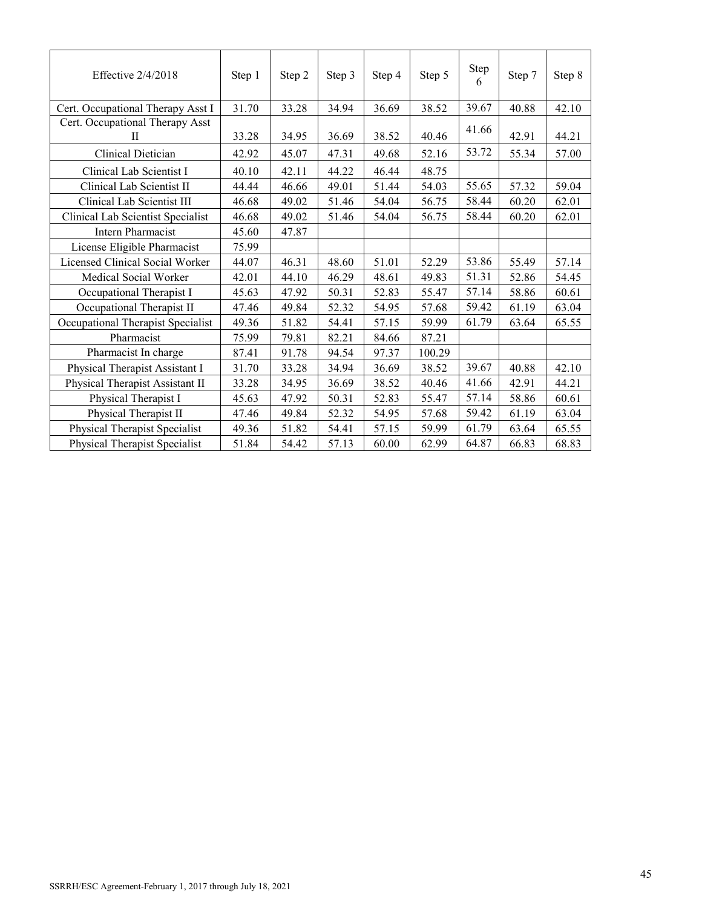| Effective 2/4/2018 | Step 1 | Step 2 | Step 3 | Step 4 | Step 5 | Step 6 | Step 7 | Step 8 |
|---|---|---|---|---|---|---|---|---|
| Cert. Occupational Therapy Asst I | 31.70 | 33.28 | 34.94 | 36.69 | 38.52 | 39.67 | 40.88 | 42.10 |
| Cert. Occupational Therapy Asst II | 33.28 | 34.95 | 36.69 | 38.52 | 40.46 | 41.66 | 42.91 | 44.21 |
| Clinical Dietician | 42.92 | 45.07 | 47.31 | 49.68 | 52.16 | 53.72 | 55.34 | 57.00 |
| Clinical Lab Scientist I | 40.10 | 42.11 | 44.22 | 46.44 | 48.75 | | | |
| Clinical Lab Scientist II | 44.44 | 46.66 | 49.01 | 51.44 | 54.03 | 55.65 | 57.32 | 59.04 |
| Clinical Lab Scientist III | 46.68 | 49.02 | 51.46 | 54.04 | 56.75 | 58.44 | 60.20 | 62.01 |
| Clinical Lab Scientist Specialist | 46.68 | 49.02 | 51.46 | 54.04 | 56.75 | 58.44 | 60.20 | 62.01 |
| Intern Pharmacist | 45.60 | 47.87 | | | | | | |
| License Eligible Pharmacist | 75.99 | | | | | | | |
| Licensed Clinical Social Worker | 44.07 | 46.31 | 48.60 | 51.01 | 52.29 | 53.86 | 55.49 | 57.14 |
| Medical Social Worker | 42.01 | 44.10 | 46.29 | 48.61 | 49.83 | 51.31 | 52.86 | 54.45 |
| Occupational Therapist I | 45.63 | 47.92 | 50.31 | 52.83 | 55.47 | 57.14 | 58.86 | 60.61 |
| Occupational Therapist II | 47.46 | 49.84 | 52.32 | 54.95 | 57.68 | 59.42 | 61.19 | 63.04 |
| Occupational Therapist Specialist | 49.36 | 51.82 | 54.41 | 57.15 | 59.99 | 61.79 | 63.64 | 65.55 |
| Pharmacist | 75.99 | 79.81 | 82.21 | 84.66 | 87.21 | | | |
| Pharmacist In charge | 87.41 | 91.78 | 94.54 | 97.37 | 100.29 | | | |
| Physical Therapist Assistant I | 31.70 | 33.28 | 34.94 | 36.69 | 38.52 | 39.67 | 40.88 | 42.10 |
| Physical Therapist Assistant II | 33.28 | 34.95 | 36.69 | 38.52 | 40.46 | 41.66 | 42.91 | 44.21 |
| Physical Therapist I | 45.63 | 47.92 | 50.31 | 52.83 | 55.47 | 57.14 | 58.86 | 60.61 |
| Physical Therapist II | 47.46 | 49.84 | 52.32 | 54.95 | 57.68 | 59.42 | 61.19 | 63.04 |
| Physical Therapist Specialist | 49.36 | 51.82 | 54.41 | 57.15 | 59.99 | 61.79 | 63.64 | 65.55 |
| Physical Therapist Specialist | 51.84 | 54.42 | 57.13 | 60.00 | 62.99 | 64.87 | 66.83 | 68.83 |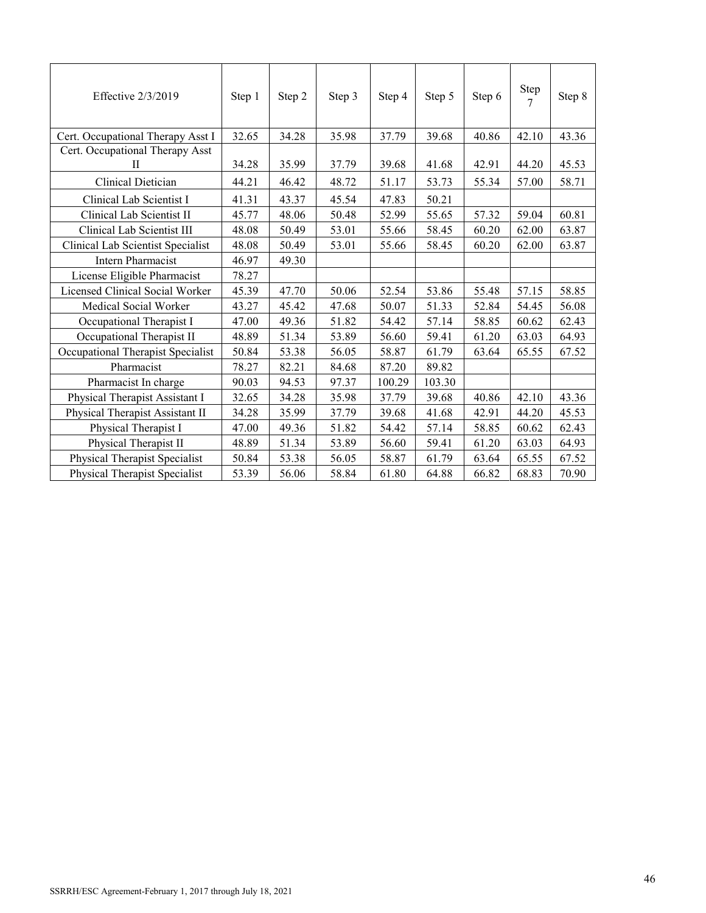| Effective 2/3/2019 | Step 1 | Step 2 | Step 3 | Step 4 | Step 5 | Step 6 | Step 7 | Step 8 |
|---|---|---|---|---|---|---|---|---|
| Cert. Occupational Therapy Asst I | 32.65 | 34.28 | 35.98 | 37.79 | 39.68 | 40.86 | 42.10 | 43.36 |
| Cert. Occupational Therapy Asst II | 34.28 | 35.99 | 37.79 | 39.68 | 41.68 | 42.91 | 44.20 | 45.53 |
| Clinical Dietician | 44.21 | 46.42 | 48.72 | 51.17 | 53.73 | 55.34 | 57.00 | 58.71 |
| Clinical Lab Scientist I | 41.31 | 43.37 | 45.54 | 47.83 | 50.21 | | | |
| Clinical Lab Scientist II | 45.77 | 48.06 | 50.48 | 52.99 | 55.65 | 57.32 | 59.04 | 60.81 |
| Clinical Lab Scientist III | 48.08 | 50.49 | 53.01 | 55.66 | 58.45 | 60.20 | 62.00 | 63.87 |
| Clinical Lab Scientist Specialist | 48.08 | 50.49 | 53.01 | 55.66 | 58.45 | 60.20 | 62.00 | 63.87 |
| Intern Pharmacist | 46.97 | 49.30 | | | | | | |
| License Eligible Pharmacist | 78.27 | | | | | | | |
| Licensed Clinical Social Worker | 45.39 | 47.70 | 50.06 | 52.54 | 53.86 | 55.48 | 57.15 | 58.85 |
| Medical Social Worker | 43.27 | 45.42 | 47.68 | 50.07 | 51.33 | 52.84 | 54.45 | 56.08 |
| Occupational Therapist I | 47.00 | 49.36 | 51.82 | 54.42 | 57.14 | 58.85 | 60.62 | 62.43 |
| Occupational Therapist II | 48.89 | 51.34 | 53.89 | 56.60 | 59.41 | 61.20 | 63.03 | 64.93 |
| Occupational Therapist Specialist | 50.84 | 53.38 | 56.05 | 58.87 | 61.79 | 63.64 | 65.55 | 67.52 |
| Pharmacist | 78.27 | 82.21 | 84.68 | 87.20 | 89.82 | | | |
| Pharmacist In charge | 90.03 | 94.53 | 97.37 | 100.29 | 103.30 | | | |
| Physical Therapist Assistant I | 32.65 | 34.28 | 35.98 | 37.79 | 39.68 | 40.86 | 42.10 | 43.36 |
| Physical Therapist Assistant II | 34.28 | 35.99 | 37.79 | 39.68 | 41.68 | 42.91 | 44.20 | 45.53 |
| Physical Therapist I | 47.00 | 49.36 | 51.82 | 54.42 | 57.14 | 58.85 | 60.62 | 62.43 |
| Physical Therapist II | 48.89 | 51.34 | 53.89 | 56.60 | 59.41 | 61.20 | 63.03 | 64.93 |
| Physical Therapist Specialist | 50.84 | 53.38 | 56.05 | 58.87 | 61.79 | 63.64 | 65.55 | 67.52 |
| Physical Therapist Specialist | 53.39 | 56.06 | 58.84 | 61.80 | 64.88 | 66.82 | 68.83 | 70.90 |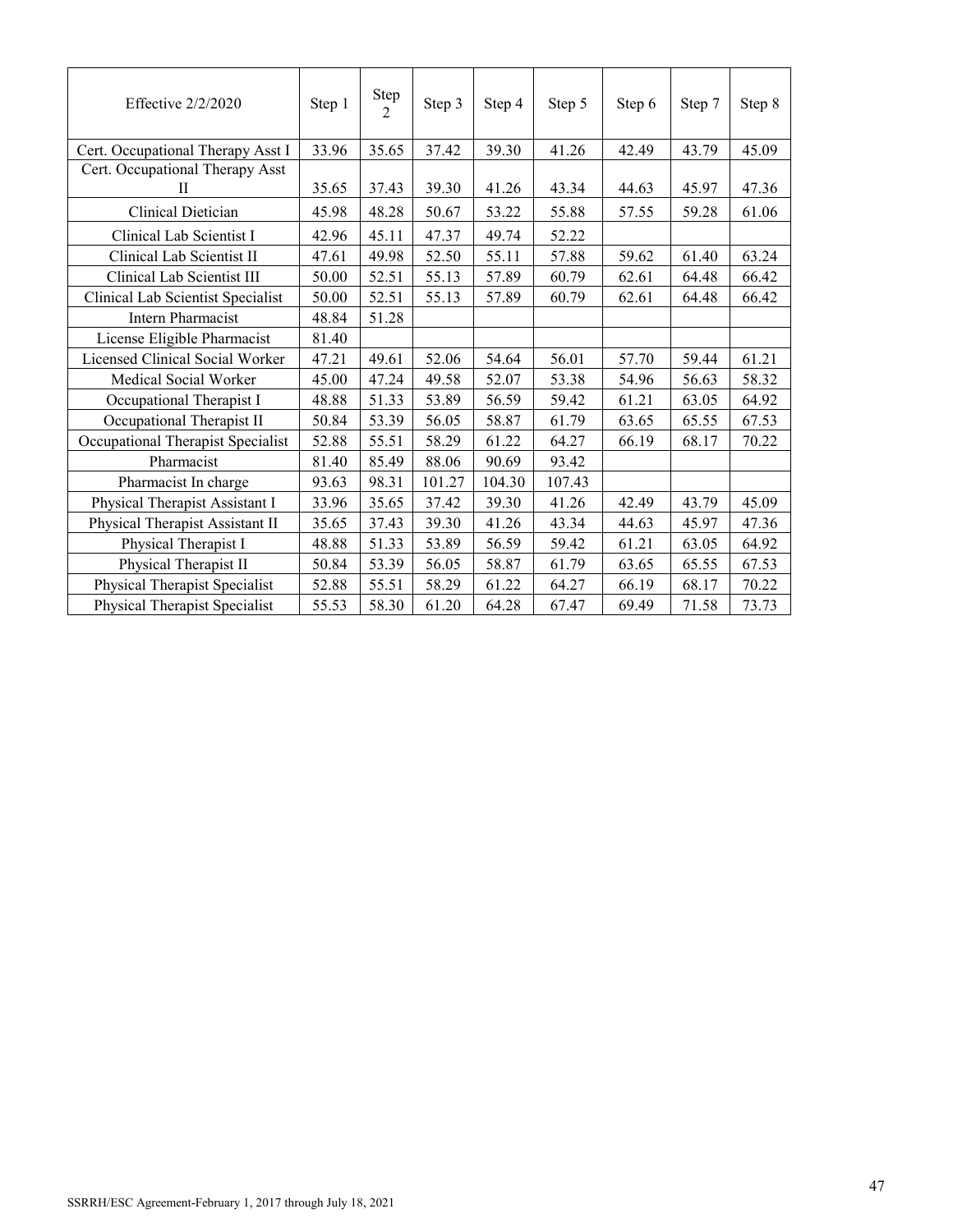| Effective 2/2/2020 | Step 1 | Step 2 | Step 3 | Step 4 | Step 5 | Step 6 | Step 7 | Step 8 |
|---|---|---|---|---|---|---|---|---|
| Cert. Occupational Therapy Asst I | 33.96 | 35.65 | 37.42 | 39.30 | 41.26 | 42.49 | 43.79 | 45.09 |
| Cert. Occupational Therapy Asst II | 35.65 | 37.43 | 39.30 | 41.26 | 43.34 | 44.63 | 45.97 | 47.36 |
| Clinical Dietician | 45.98 | 48.28 | 50.67 | 53.22 | 55.88 | 57.55 | 59.28 | 61.06 |
| Clinical Lab Scientist I | 42.96 | 45.11 | 47.37 | 49.74 | 52.22 | | | |
| Clinical Lab Scientist II | 47.61 | 49.98 | 52.50 | 55.11 | 57.88 | 59.62 | 61.40 | 63.24 |
| Clinical Lab Scientist III | 50.00 | 52.51 | 55.13 | 57.89 | 60.79 | 62.61 | 64.48 | 66.42 |
| Clinical Lab Scientist Specialist | 50.00 | 52.51 | 55.13 | 57.89 | 60.79 | 62.61 | 64.48 | 66.42 |
| Intern Pharmacist | 48.84 | 51.28 | | | | | | |
| License Eligible Pharmacist | 81.40 | | | | | | | |
| Licensed Clinical Social Worker | 47.21 | 49.61 | 52.06 | 54.64 | 56.01 | 57.70 | 59.44 | 61.21 |
| Medical Social Worker | 45.00 | 47.24 | 49.58 | 52.07 | 53.38 | 54.96 | 56.63 | 58.32 |
| Occupational Therapist I | 48.88 | 51.33 | 53.89 | 56.59 | 59.42 | 61.21 | 63.05 | 64.92 |
| Occupational Therapist II | 50.84 | 53.39 | 56.05 | 58.87 | 61.79 | 63.65 | 65.55 | 67.53 |
| Occupational Therapist Specialist | 52.88 | 55.51 | 58.29 | 61.22 | 64.27 | 66.19 | 68.17 | 70.22 |
| Pharmacist | 81.40 | 85.49 | 88.06 | 90.69 | 93.42 | | | |
| Pharmacist In charge | 93.63 | 98.31 | 101.27 | 104.30 | 107.43 | | | |
| Physical Therapist Assistant I | 33.96 | 35.65 | 37.42 | 39.30 | 41.26 | 42.49 | 43.79 | 45.09 |
| Physical Therapist Assistant II | 35.65 | 37.43 | 39.30 | 41.26 | 43.34 | 44.63 | 45.97 | 47.36 |
| Physical Therapist I | 48.88 | 51.33 | 53.89 | 56.59 | 59.42 | 61.21 | 63.05 | 64.92 |
| Physical Therapist II | 50.84 | 53.39 | 56.05 | 58.87 | 61.79 | 63.65 | 65.55 | 67.53 |
| Physical Therapist Specialist | 52.88 | 55.51 | 58.29 | 61.22 | 64.27 | 66.19 | 68.17 | 70.22 |
| Physical Therapist Specialist | 55.53 | 58.30 | 61.20 | 64.28 | 67.47 | 69.49 | 71.58 | 73.73 |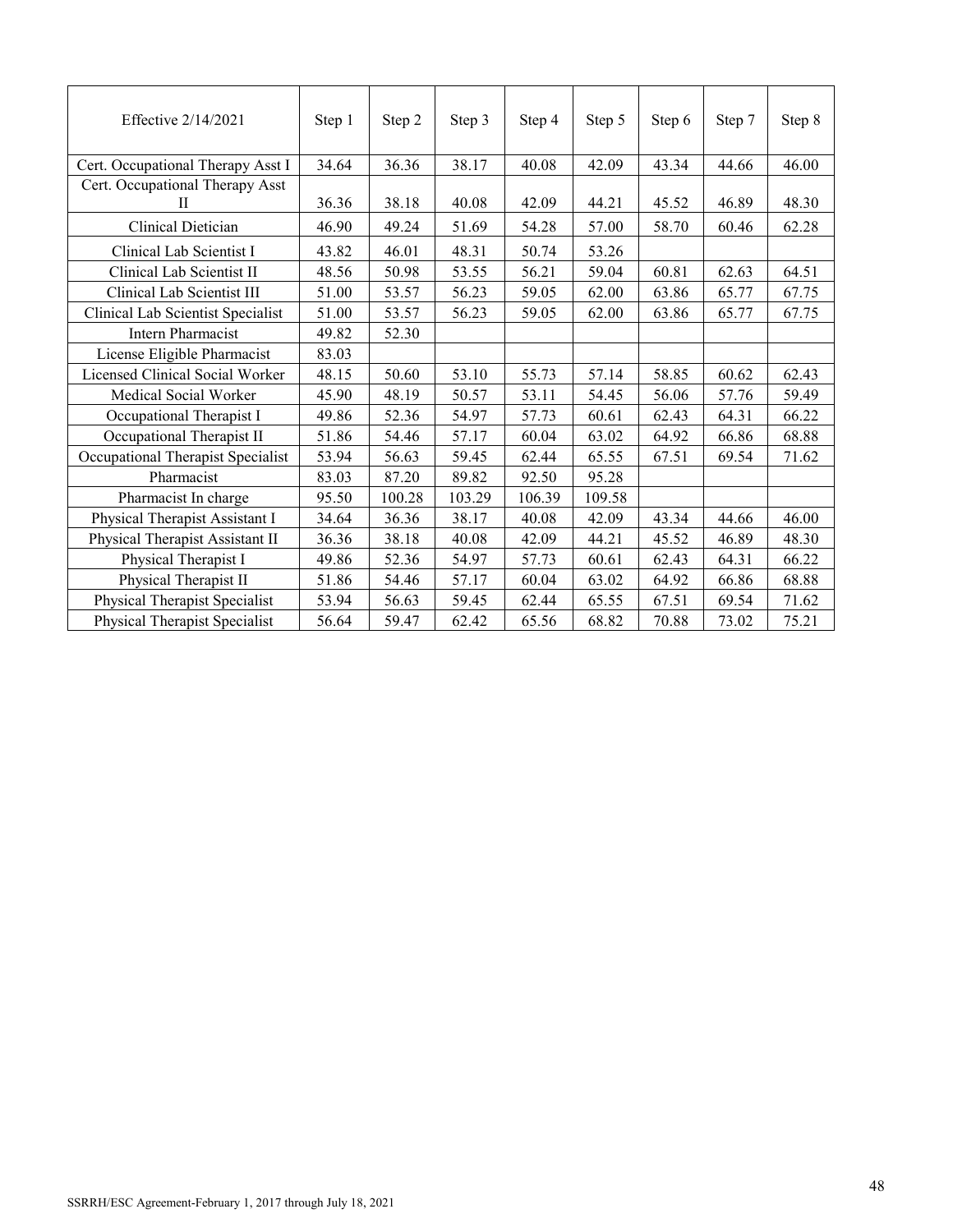| Effective 2/14/2021 | Step 1 | Step 2 | Step 3 | Step 4 | Step 5 | Step 6 | Step 7 | Step 8 |
|---|---|---|---|---|---|---|---|---|
| Cert. Occupational Therapy Asst I | 34.64 | 36.36 | 38.17 | 40.08 | 42.09 | 43.34 | 44.66 | 46.00 |
| Cert. Occupational Therapy Asst II | 36.36 | 38.18 | 40.08 | 42.09 | 44.21 | 45.52 | 46.89 | 48.30 |
| Clinical Dietician | 46.90 | 49.24 | 51.69 | 54.28 | 57.00 | 58.70 | 60.46 | 62.28 |
| Clinical Lab Scientist I | 43.82 | 46.01 | 48.31 | 50.74 | 53.26 | | | |
| Clinical Lab Scientist II | 48.56 | 50.98 | 53.55 | 56.21 | 59.04 | 60.81 | 62.63 | 64.51 |
| Clinical Lab Scientist III | 51.00 | 53.57 | 56.23 | 59.05 | 62.00 | 63.86 | 65.77 | 67.75 |
| Clinical Lab Scientist Specialist | 51.00 | 53.57 | 56.23 | 59.05 | 62.00 | 63.86 | 65.77 | 67.75 |
| Intern Pharmacist | 49.82 | 52.30 | | | | | | |
| License Eligible Pharmacist | 83.03 | | | | | | | |
| Licensed Clinical Social Worker | 48.15 | 50.60 | 53.10 | 55.73 | 57.14 | 58.85 | 60.62 | 62.43 |
| Medical Social Worker | 45.90 | 48.19 | 50.57 | 53.11 | 54.45 | 56.06 | 57.76 | 59.49 |
| Occupational Therapist I | 49.86 | 52.36 | 54.97 | 57.73 | 60.61 | 62.43 | 64.31 | 66.22 |
| Occupational Therapist II | 51.86 | 54.46 | 57.17 | 60.04 | 63.02 | 64.92 | 66.86 | 68.88 |
| Occupational Therapist Specialist | 53.94 | 56.63 | 59.45 | 62.44 | 65.55 | 67.51 | 69.54 | 71.62 |
| Pharmacist | 83.03 | 87.20 | 89.82 | 92.50 | 95.28 | | | |
| Pharmacist In charge | 95.50 | 100.28 | 103.29 | 106.39 | 109.58 | | | |
| Physical Therapist Assistant I | 34.64 | 36.36 | 38.17 | 40.08 | 42.09 | 43.34 | 44.66 | 46.00 |
| Physical Therapist Assistant II | 36.36 | 38.18 | 40.08 | 42.09 | 44.21 | 45.52 | 46.89 | 48.30 |
| Physical Therapist I | 49.86 | 52.36 | 54.97 | 57.73 | 60.61 | 62.43 | 64.31 | 66.22 |
| Physical Therapist II | 51.86 | 54.46 | 57.17 | 60.04 | 63.02 | 64.92 | 66.86 | 68.88 |
| Physical Therapist Specialist | 53.94 | 56.63 | 59.45 | 62.44 | 65.55 | 67.51 | 69.54 | 71.62 |
| Physical Therapist Specialist | 56.64 | 59.47 | 62.42 | 65.56 | 68.82 | 70.88 | 73.02 | 75.21 |